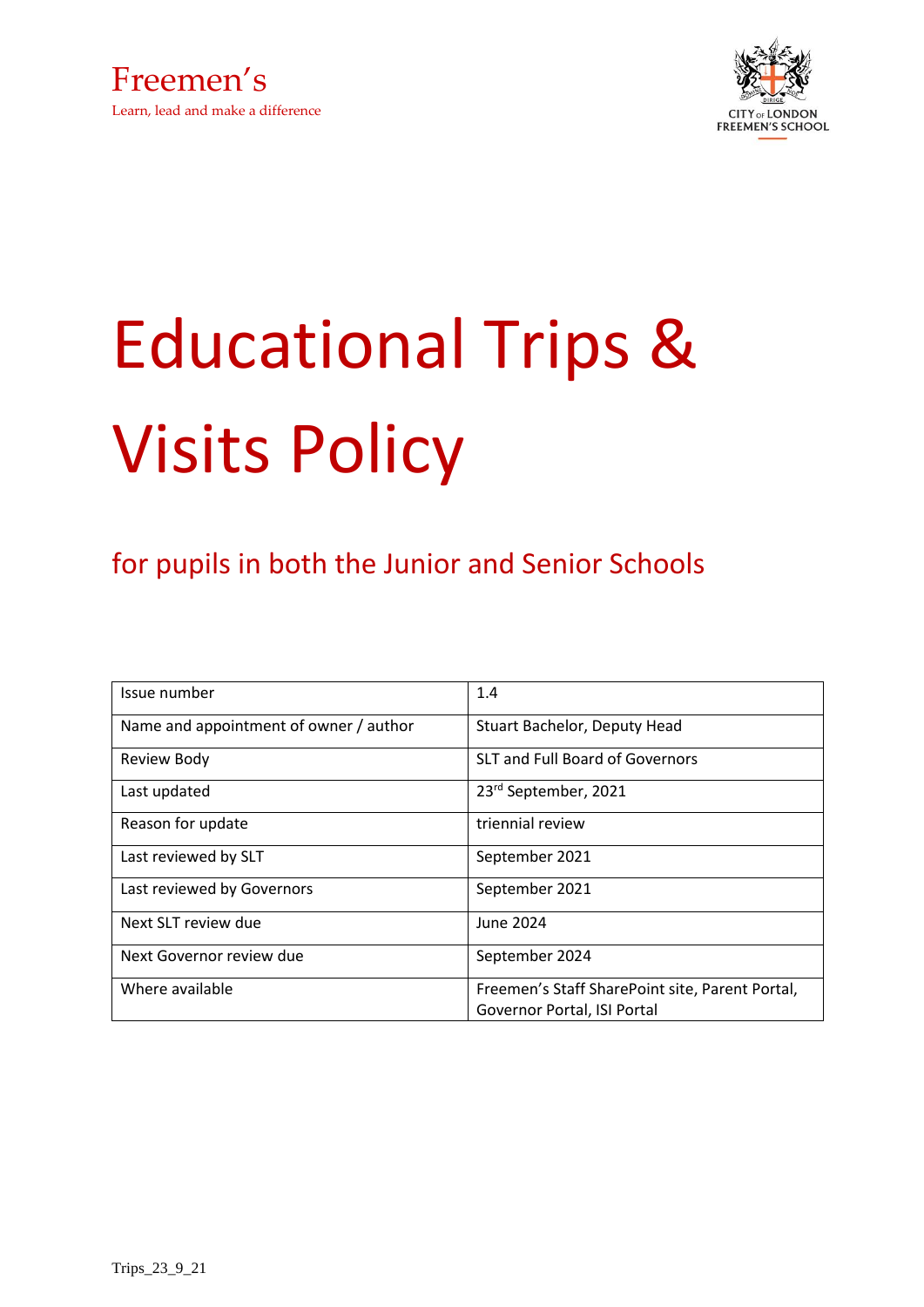Freemen's

Learn, lead and make a difference

CITY OF LONDON FREEMEN'S SCHOOL

# Educational Trips & Visits Policy

## for pupils in both the Junior and Senior Schools

| Issue number | 1.4 |
|---|---|
| Name and appointment of owner / author | Stuart Bachelor, Deputy Head |
| Review Body | SLT and Full Board of Governors |
| Last updated | 23rd September, 2021 |
| Reason for update | triennial review |
| Last reviewed by SLT | September 2021 |
| Last reviewed by Governors | September 2021 |
| Next SLT review due | June 2024 |
| Next Governor review due | September 2024 |
| Where available | Freemen's Staff SharePoint site, Parent Portal, Governor Portal, ISI Portal |

Trips_23_9_21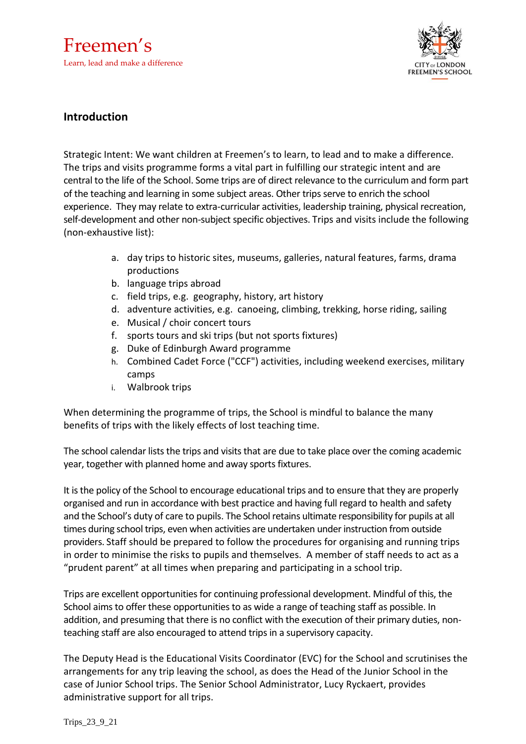## Introduction

Strategic Intent: We want children at Freemen's to learn, to lead and to make a difference. The trips and visits programme forms a vital part in fulfilling our strategic intent and are central to the life of the School. Some trips are of direct relevance to the curriculum and form part of the teaching and learning in some subject areas. Other trips serve to enrich the school experience. They may relate to extra-curricular activities, leadership training, physical recreation, self-development and other non-subject specific objectives. Trips and visits include the following (non-exhaustive list):

a. day trips to historic sites, museums, galleries, natural features, farms, drama productions
b. language trips abroad
c. field trips, e.g. geography, history, art history
d. adventure activities, e.g. canoeing, climbing, trekking, horse riding, sailing
e. Musical / choir concert tours
f. sports tours and ski trips (but not sports fixtures)
g. Duke of Edinburgh Award programme
h. Combined Cadet Force ("CCF") activities, including weekend exercises, military camps
i. Walbrook trips

When determining the programme of trips, the School is mindful to balance the many benefits of trips with the likely effects of lost teaching time.

The school calendar lists the trips and visits that are due to take place over the coming academic year, together with planned home and away sports fixtures.

It is the policy of the School to encourage educational trips and to ensure that they are properly organised and run in accordance with best practice and having full regard to health and safety and the School's duty of care to pupils. The School retains ultimate responsibility for pupils at all times during school trips, even when activities are undertaken under instruction from outside providers. Staff should be prepared to follow the procedures for organising and running trips in order to minimise the risks to pupils and themselves. A member of staff needs to act as a "prudent parent" at all times when preparing and participating in a school trip.

Trips are excellent opportunities for continuing professional development. Mindful of this, the School aims to offer these opportunities to as wide a range of teaching staff as possible. In addition, and presuming that there is no conflict with the execution of their primary duties, non-teaching staff are also encouraged to attend trips in a supervisory capacity.

The Deputy Head is the Educational Visits Coordinator (EVC) for the School and scrutinises the arrangements for any trip leaving the school, as does the Head of the Junior School in the case of Junior School trips. The Senior School Administrator, Lucy Ryckaert, provides administrative support for all trips.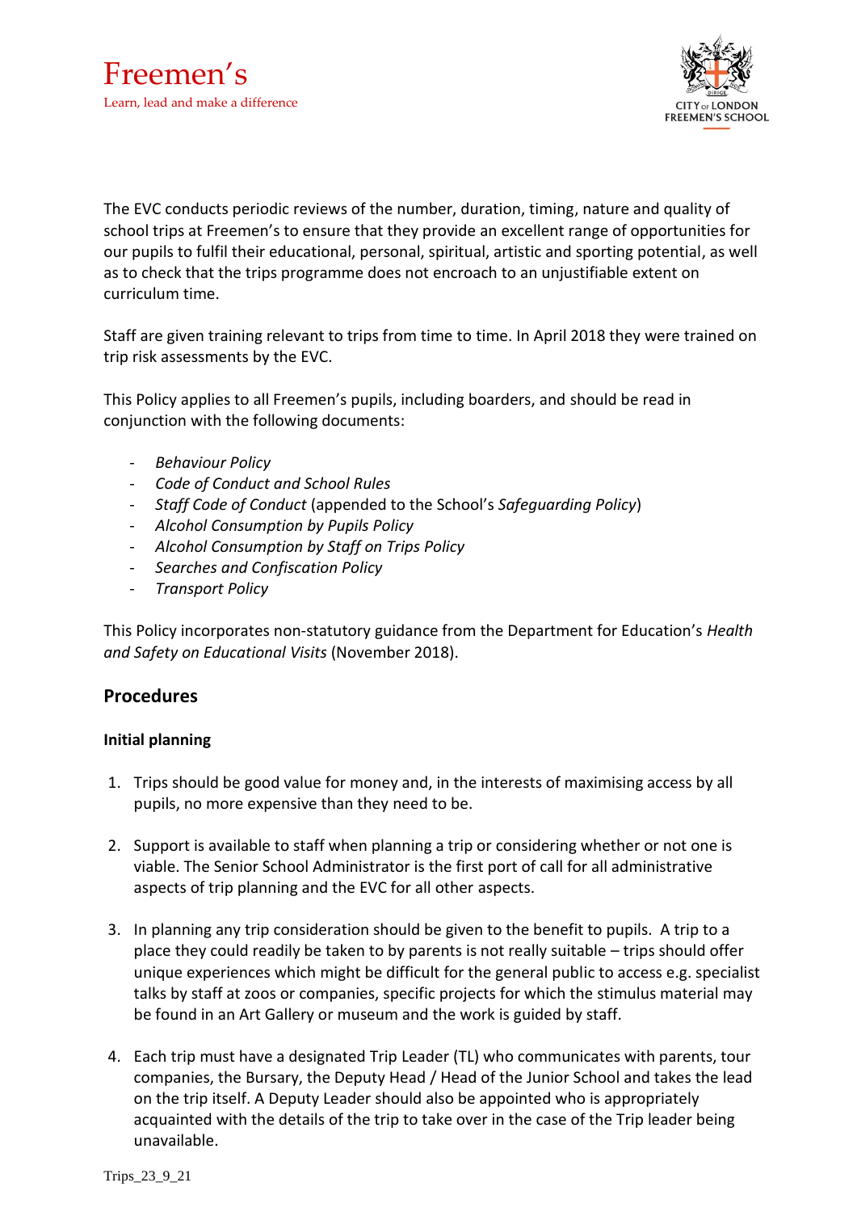The EVC conducts periodic reviews of the number, duration, timing, nature and quality of school trips at Freemen's to ensure that they provide an excellent range of opportunities for our pupils to fulfil their educational, personal, spiritual, artistic and sporting potential, as well as to check that the trips programme does not encroach to an unjustifiable extent on curriculum time.

Staff are given training relevant to trips from time to time. In April 2018 they were trained on trip risk assessments by the EVC.

This Policy applies to all Freemen's pupils, including boarders, and should be read in conjunction with the following documents:

- *Behaviour Policy*
- *Code of Conduct and School Rules*
- *Staff Code of Conduct* (appended to the School's *Safeguarding Policy*)
- *Alcohol Consumption by Pupils Policy*
- *Alcohol Consumption by Staff on Trips Policy*
- *Searches and Confiscation Policy*
- *Transport Policy*

This Policy incorporates non-statutory guidance from the Department for Education's *Health and Safety on Educational Visits* (November 2018).

## Procedures

### Initial planning

1. Trips should be good value for money and, in the interests of maximising access by all pupils, no more expensive than they need to be.

2. Support is available to staff when planning a trip or considering whether or not one is viable. The Senior School Administrator is the first port of call for all administrative aspects of trip planning and the EVC for all other aspects.

3. In planning any trip consideration should be given to the benefit to pupils. A trip to a place they could readily be taken to by parents is not really suitable – trips should offer unique experiences which might be difficult for the general public to access e.g. specialist talks by staff at zoos or companies, specific projects for which the stimulus material may be found in an Art Gallery or museum and the work is guided by staff.

4. Each trip must have a designated Trip Leader (TL) who communicates with parents, tour companies, the Bursary, the Deputy Head / Head of the Junior School and takes the lead on the trip itself. A Deputy Leader should also be appointed who is appropriately acquainted with the details of the trip to take over in the case of the Trip leader being unavailable.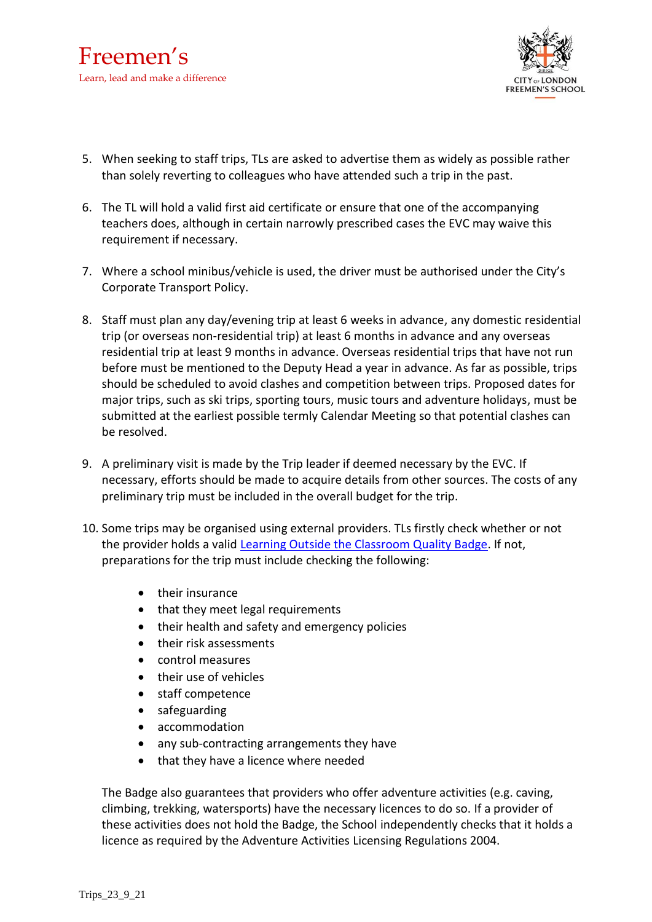5. When seeking to staff trips, TLs are asked to advertise them as widely as possible rather than solely reverting to colleagues who have attended such a trip in the past.

6. The TL will hold a valid first aid certificate or ensure that one of the accompanying teachers does, although in certain narrowly prescribed cases the EVC may waive this requirement if necessary.

7. Where a school minibus/vehicle is used, the driver must be authorised under the City's Corporate Transport Policy.

8. Staff must plan any day/evening trip at least 6 weeks in advance, any domestic residential trip (or overseas non-residential trip) at least 6 months in advance and any overseas residential trip at least 9 months in advance. Overseas residential trips that have not run before must be mentioned to the Deputy Head a year in advance. As far as possible, trips should be scheduled to avoid clashes and competition between trips. Proposed dates for major trips, such as ski trips, sporting tours, music tours and adventure holidays, must be submitted at the earliest possible termly Calendar Meeting so that potential clashes can be resolved.

9. A preliminary visit is made by the Trip leader if deemed necessary by the EVC. If necessary, efforts should be made to acquire details from other sources. The costs of any preliminary trip must be included in the overall budget for the trip.

10. Some trips may be organised using external providers. TLs firstly check whether or not the provider holds a valid Learning Outside the Classroom Quality Badge. If not, preparations for the trip must include checking the following:

    - their insurance
    - that they meet legal requirements
    - their health and safety and emergency policies
    - their risk assessments
    - control measures
    - their use of vehicles
    - staff competence
    - safeguarding
    - accommodation
    - any sub-contracting arrangements they have
    - that they have a licence where needed

    The Badge also guarantees that providers who offer adventure activities (e.g. caving, climbing, trekking, watersports) have the necessary licences to do so. If a provider of these activities does not hold the Badge, the School independently checks that it holds a licence as required by the Adventure Activities Licensing Regulations 2004.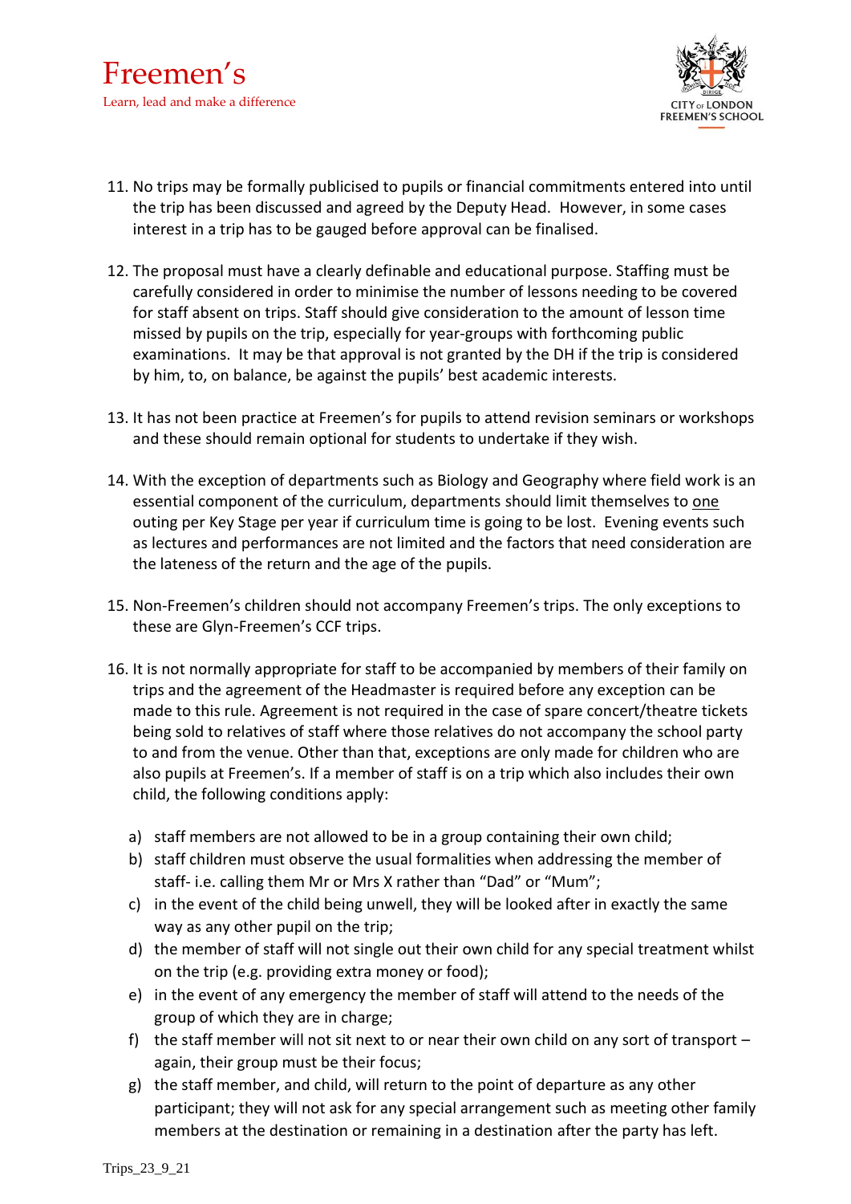11. No trips may be formally publicised to pupils or financial commitments entered into until the trip has been discussed and agreed by the Deputy Head. However, in some cases interest in a trip has to be gauged before approval can be finalised.

12. The proposal must have a clearly definable and educational purpose. Staffing must be carefully considered in order to minimise the number of lessons needing to be covered for staff absent on trips. Staff should give consideration to the amount of lesson time missed by pupils on the trip, especially for year-groups with forthcoming public examinations. It may be that approval is not granted by the DH if the trip is considered by him, to, on balance, be against the pupils' best academic interests.

13. It has not been practice at Freemen's for pupils to attend revision seminars or workshops and these should remain optional for students to undertake if they wish.

14. With the exception of departments such as Biology and Geography where field work is an essential component of the curriculum, departments should limit themselves to one outing per Key Stage per year if curriculum time is going to be lost. Evening events such as lectures and performances are not limited and the factors that need consideration are the lateness of the return and the age of the pupils.

15. Non-Freemen's children should not accompany Freemen's trips. The only exceptions to these are Glyn-Freemen's CCF trips.

16. It is not normally appropriate for staff to be accompanied by members of their family on trips and the agreement of the Headmaster is required before any exception can be made to this rule. Agreement is not required in the case of spare concert/theatre tickets being sold to relatives of staff where those relatives do not accompany the school party to and from the venue. Other than that, exceptions are only made for children who are also pupils at Freemen's. If a member of staff is on a trip which also includes their own child, the following conditions apply:

    a) staff members are not allowed to be in a group containing their own child;
    b) staff children must observe the usual formalities when addressing the member of staff- i.e. calling them Mr or Mrs X rather than "Dad" or "Mum";
    c) in the event of the child being unwell, they will be looked after in exactly the same way as any other pupil on the trip;
    d) the member of staff will not single out their own child for any special treatment whilst on the trip (e.g. providing extra money or food);
    e) in the event of any emergency the member of staff will attend to the needs of the group of which they are in charge;
    f) the staff member will not sit next to or near their own child on any sort of transport – again, their group must be their focus;
    g) the staff member, and child, will return to the point of departure as any other participant; they will not ask for any special arrangement such as meeting other family members at the destination or remaining in a destination after the party has left.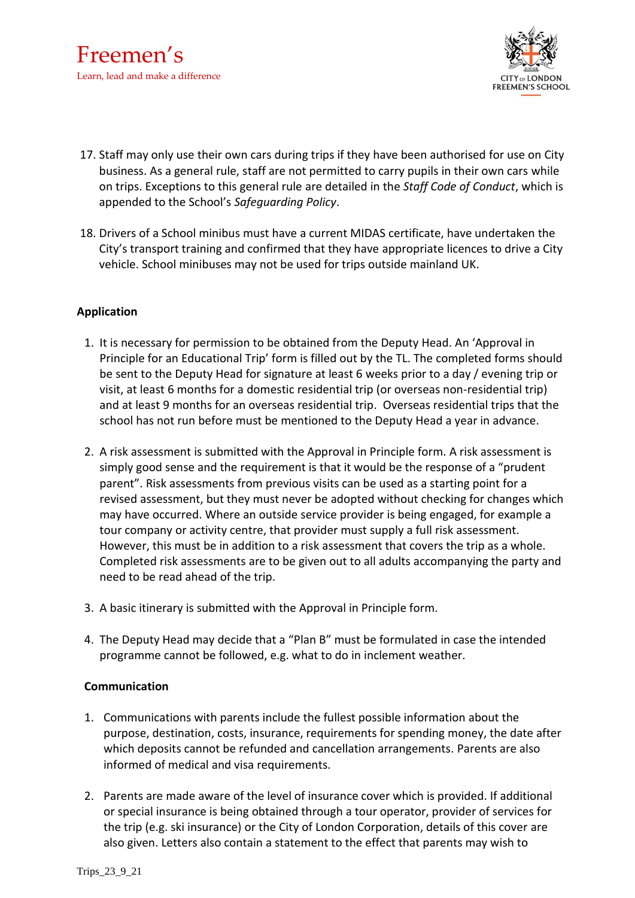17. Staff may only use their own cars during trips if they have been authorised for use on City business. As a general rule, staff are not permitted to carry pupils in their own cars while on trips. Exceptions to this general rule are detailed in the *Staff Code of Conduct*, which is appended to the School's *Safeguarding Policy*.

18. Drivers of a School minibus must have a current MIDAS certificate, have undertaken the City's transport training and confirmed that they have appropriate licences to drive a City vehicle. School minibuses may not be used for trips outside mainland UK.

**Application**

1. It is necessary for permission to be obtained from the Deputy Head. An 'Approval in Principle for an Educational Trip' form is filled out by the TL. The completed forms should be sent to the Deputy Head for signature at least 6 weeks prior to a day / evening trip or visit, at least 6 months for a domestic residential trip (or overseas non-residential trip) and at least 9 months for an overseas residential trip. Overseas residential trips that the school has not run before must be mentioned to the Deputy Head a year in advance.

2. A risk assessment is submitted with the Approval in Principle form. A risk assessment is simply good sense and the requirement is that it would be the response of a "prudent parent". Risk assessments from previous visits can be used as a starting point for a revised assessment, but they must never be adopted without checking for changes which may have occurred. Where an outside service provider is being engaged, for example a tour company or activity centre, that provider must supply a full risk assessment. However, this must be in addition to a risk assessment that covers the trip as a whole. Completed risk assessments are to be given out to all adults accompanying the party and need to be read ahead of the trip.

3. A basic itinerary is submitted with the Approval in Principle form.

4. The Deputy Head may decide that a "Plan B" must be formulated in case the intended programme cannot be followed, e.g. what to do in inclement weather.

**Communication**

1. Communications with parents include the fullest possible information about the purpose, destination, costs, insurance, requirements for spending money, the date after which deposits cannot be refunded and cancellation arrangements. Parents are also informed of medical and visa requirements.

2. Parents are made aware of the level of insurance cover which is provided. If additional or special insurance is being obtained through a tour operator, provider of services for the trip (e.g. ski insurance) or the City of London Corporation, details of this cover are also given. Letters also contain a statement to the effect that parents may wish to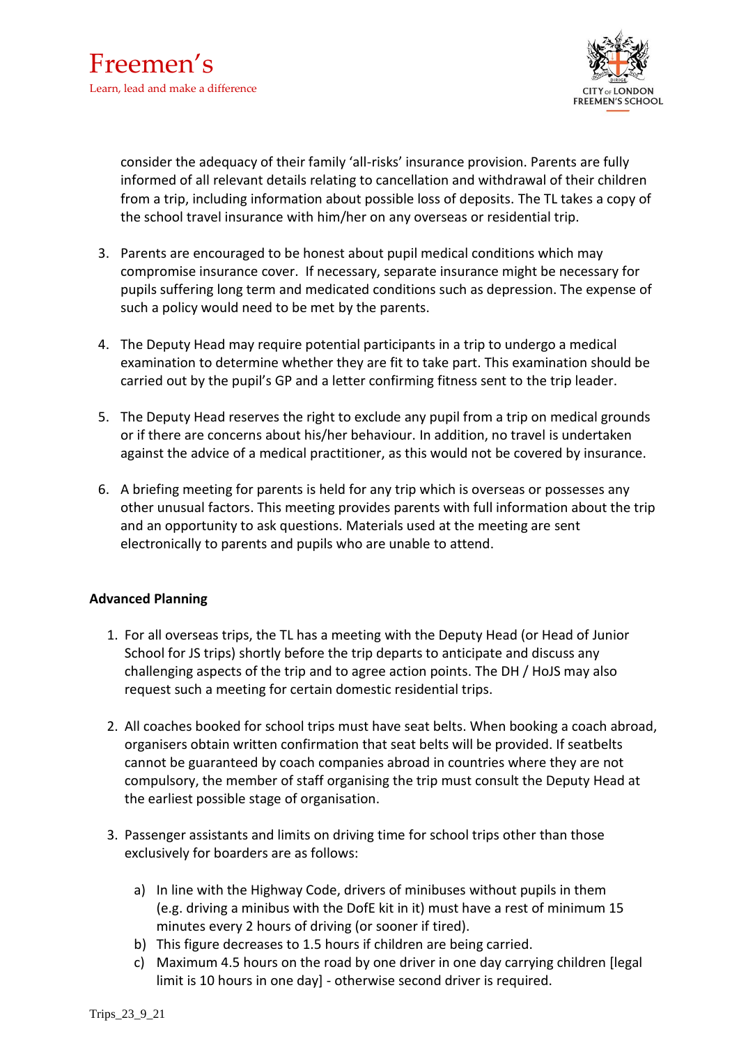consider the adequacy of their family 'all-risks' insurance provision. Parents are fully informed of all relevant details relating to cancellation and withdrawal of their children from a trip, including information about possible loss of deposits. The TL takes a copy of the school travel insurance with him/her on any overseas or residential trip.

3. Parents are encouraged to be honest about pupil medical conditions which may compromise insurance cover. If necessary, separate insurance might be necessary for pupils suffering long term and medicated conditions such as depression. The expense of such a policy would need to be met by the parents.

4. The Deputy Head may require potential participants in a trip to undergo a medical examination to determine whether they are fit to take part. This examination should be carried out by the pupil's GP and a letter confirming fitness sent to the trip leader.

5. The Deputy Head reserves the right to exclude any pupil from a trip on medical grounds or if there are concerns about his/her behaviour. In addition, no travel is undertaken against the advice of a medical practitioner, as this would not be covered by insurance.

6. A briefing meeting for parents is held for any trip which is overseas or possesses any other unusual factors. This meeting provides parents with full information about the trip and an opportunity to ask questions. Materials used at the meeting are sent electronically to parents and pupils who are unable to attend.

**Advanced Planning**

1. For all overseas trips, the TL has a meeting with the Deputy Head (or Head of Junior School for JS trips) shortly before the trip departs to anticipate and discuss any challenging aspects of the trip and to agree action points. The DH / HoJS may also request such a meeting for certain domestic residential trips.

2. All coaches booked for school trips must have seat belts. When booking a coach abroad, organisers obtain written confirmation that seat belts will be provided. If seatbelts cannot be guaranteed by coach companies abroad in countries where they are not compulsory, the member of staff organising the trip must consult the Deputy Head at the earliest possible stage of organisation.

3. Passenger assistants and limits on driving time for school trips other than those exclusively for boarders are as follows:

    a) In line with the Highway Code, drivers of minibuses without pupils in them (e.g. driving a minibus with the DofE kit in it) must have a rest of minimum 15 minutes every 2 hours of driving (or sooner if tired).
    b) This figure decreases to 1.5 hours if children are being carried.
    c) Maximum 4.5 hours on the road by one driver in one day carrying children [legal limit is 10 hours in one day] - otherwise second driver is required.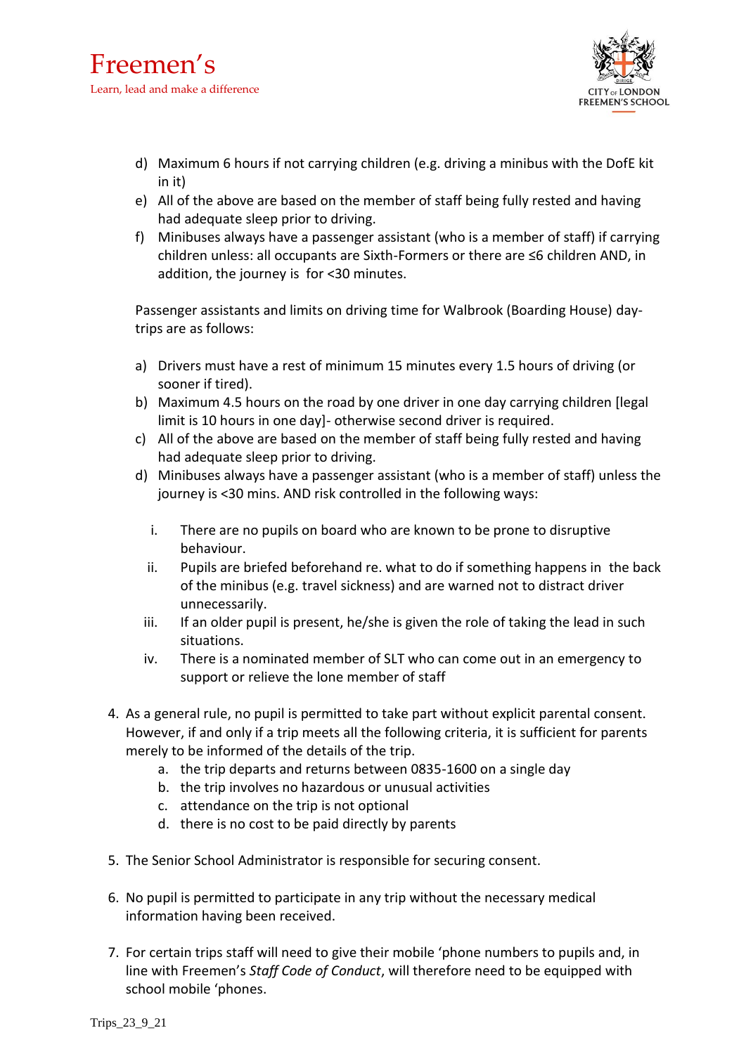d) Maximum 6 hours if not carrying children (e.g. driving a minibus with the DofE kit in it)
e) All of the above are based on the member of staff being fully rested and having had adequate sleep prior to driving.
f) Minibuses always have a passenger assistant (who is a member of staff) if carrying children unless: all occupants are Sixth-Formers or there are ≤6 children AND, in addition, the journey is for <30 minutes.

Passenger assistants and limits on driving time for Walbrook (Boarding House) day-trips are as follows:

a) Drivers must have a rest of minimum 15 minutes every 1.5 hours of driving (or sooner if tired).
b) Maximum 4.5 hours on the road by one driver in one day carrying children [legal limit is 10 hours in one day]- otherwise second driver is required.
c) All of the above are based on the member of staff being fully rested and having had adequate sleep prior to driving.
d) Minibuses always have a passenger assistant (who is a member of staff) unless the journey is <30 mins. AND risk controlled in the following ways:

   i. There are no pupils on board who are known to be prone to disruptive behaviour.
   ii. Pupils are briefed beforehand re. what to do if something happens in the back of the minibus (e.g. travel sickness) and are warned not to distract driver unnecessarily.
   iii. If an older pupil is present, he/she is given the role of taking the lead in such situations.
   iv. There is a nominated member of SLT who can come out in an emergency to support or relieve the lone member of staff

4. As a general rule, no pupil is permitted to take part without explicit parental consent. However, if and only if a trip meets all the following criteria, it is sufficient for parents merely to be informed of the details of the trip.
   a. the trip departs and returns between 0835-1600 on a single day
   b. the trip involves no hazardous or unusual activities
   c. attendance on the trip is not optional
   d. there is no cost to be paid directly by parents

5. The Senior School Administrator is responsible for securing consent.

6. No pupil is permitted to participate in any trip without the necessary medical information having been received.

7. For certain trips staff will need to give their mobile 'phone numbers to pupils and, in line with Freemen's *Staff Code of Conduct*, will therefore need to be equipped with school mobile 'phones.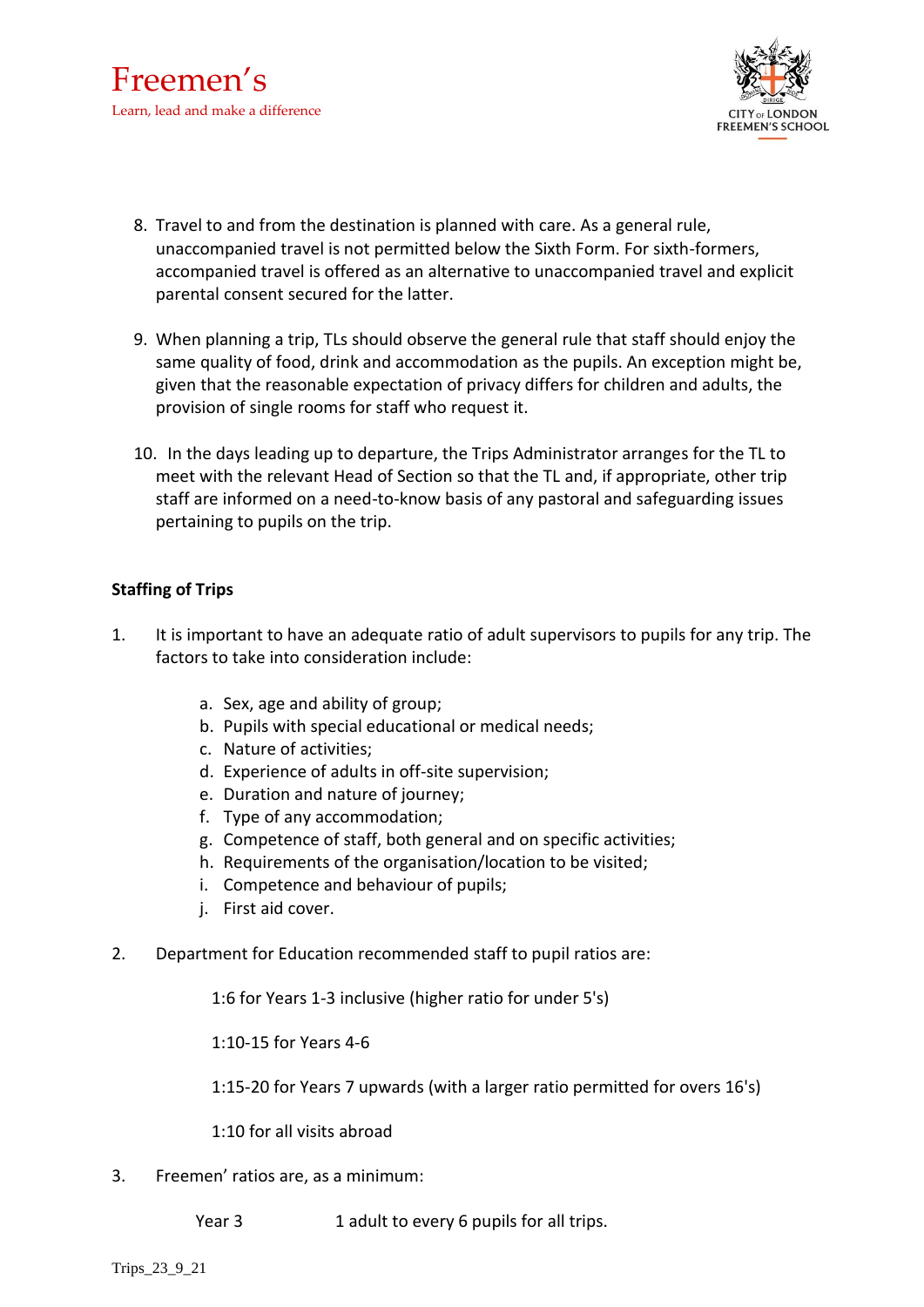8. Travel to and from the destination is planned with care. As a general rule, unaccompanied travel is not permitted below the Sixth Form. For sixth-formers, accompanied travel is offered as an alternative to unaccompanied travel and explicit parental consent secured for the latter.

9. When planning a trip, TLs should observe the general rule that staff should enjoy the same quality of food, drink and accommodation as the pupils. An exception might be, given that the reasonable expectation of privacy differs for children and adults, the provision of single rooms for staff who request it.

10. In the days leading up to departure, the Trips Administrator arranges for the TL to meet with the relevant Head of Section so that the TL and, if appropriate, other trip staff are informed on a need-to-know basis of any pastoral and safeguarding issues pertaining to pupils on the trip.

**Staffing of Trips**

1. It is important to have an adequate ratio of adult supervisors to pupils for any trip. The factors to take into consideration include:

   a. Sex, age and ability of group;
   b. Pupils with special educational or medical needs;
   c. Nature of activities;
   d. Experience of adults in off-site supervision;
   e. Duration and nature of journey;
   f. Type of any accommodation;
   g. Competence of staff, both general and on specific activities;
   h. Requirements of the organisation/location to be visited;
   i. Competence and behaviour of pupils;
   j. First aid cover.

2. Department for Education recommended staff to pupil ratios are:

   1:6 for Years 1-3 inclusive (higher ratio for under 5's)

   1:10-15 for Years 4-6

   1:15-20 for Years 7 upwards (with a larger ratio permitted for overs 16's)

   1:10 for all visits abroad

3. Freemen' ratios are, as a minimum:

   Year 3 — 1 adult to every 6 pupils for all trips.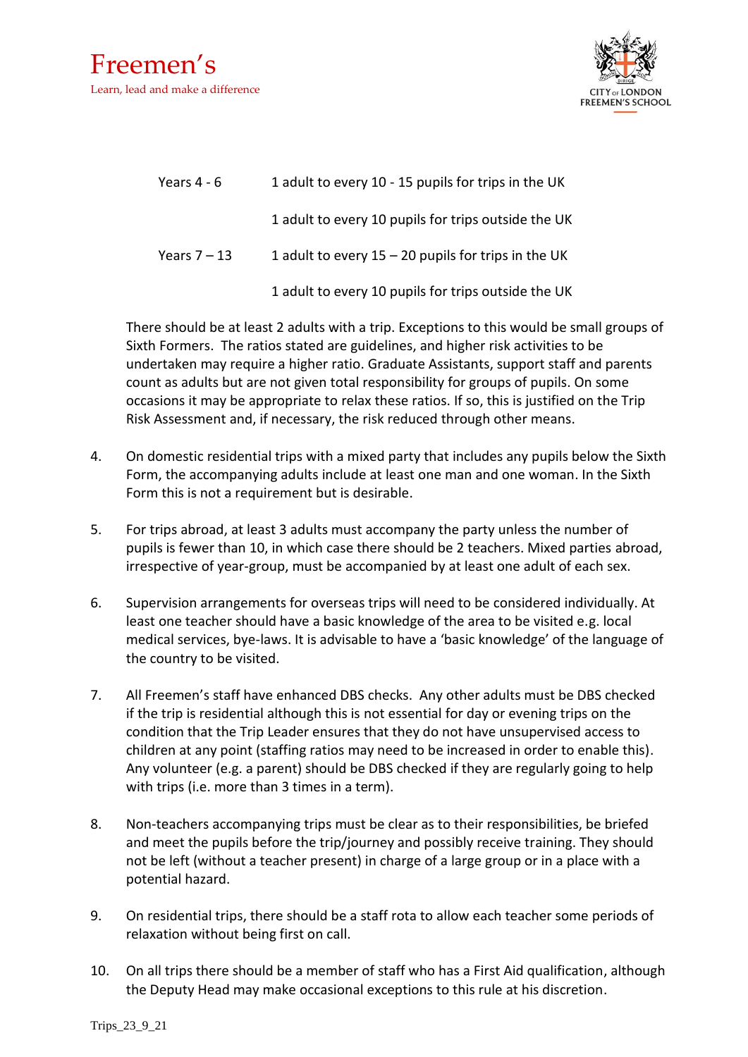| | |
|---|---|
| Years 4 - 6 | 1 adult to every 10 - 15 pupils for trips in the UK |
| | 1 adult to every 10 pupils for trips outside the UK |
| Years 7 – 13 | 1 adult to every 15 – 20 pupils for trips in the UK |
| | 1 adult to every 10 pupils for trips outside the UK |

There should be at least 2 adults with a trip. Exceptions to this would be small groups of Sixth Formers. The ratios stated are guidelines, and higher risk activities to be undertaken may require a higher ratio. Graduate Assistants, support staff and parents count as adults but are not given total responsibility for groups of pupils. On some occasions it may be appropriate to relax these ratios. If so, this is justified on the Trip Risk Assessment and, if necessary, the risk reduced through other means.

4. On domestic residential trips with a mixed party that includes any pupils below the Sixth Form, the accompanying adults include at least one man and one woman. In the Sixth Form this is not a requirement but is desirable.

5. For trips abroad, at least 3 adults must accompany the party unless the number of pupils is fewer than 10, in which case there should be 2 teachers. Mixed parties abroad, irrespective of year-group, must be accompanied by at least one adult of each sex.

6. Supervision arrangements for overseas trips will need to be considered individually. At least one teacher should have a basic knowledge of the area to be visited e.g. local medical services, bye-laws. It is advisable to have a 'basic knowledge' of the language of the country to be visited.

7. All Freemen's staff have enhanced DBS checks. Any other adults must be DBS checked if the trip is residential although this is not essential for day or evening trips on the condition that the Trip Leader ensures that they do not have unsupervised access to children at any point (staffing ratios may need to be increased in order to enable this). Any volunteer (e.g. a parent) should be DBS checked if they are regularly going to help with trips (i.e. more than 3 times in a term).

8. Non-teachers accompanying trips must be clear as to their responsibilities, be briefed and meet the pupils before the trip/journey and possibly receive training. They should not be left (without a teacher present) in charge of a large group or in a place with a potential hazard.

9. On residential trips, there should be a staff rota to allow each teacher some periods of relaxation without being first on call.

10. On all trips there should be a member of staff who has a First Aid qualification, although the Deputy Head may make occasional exceptions to this rule at his discretion.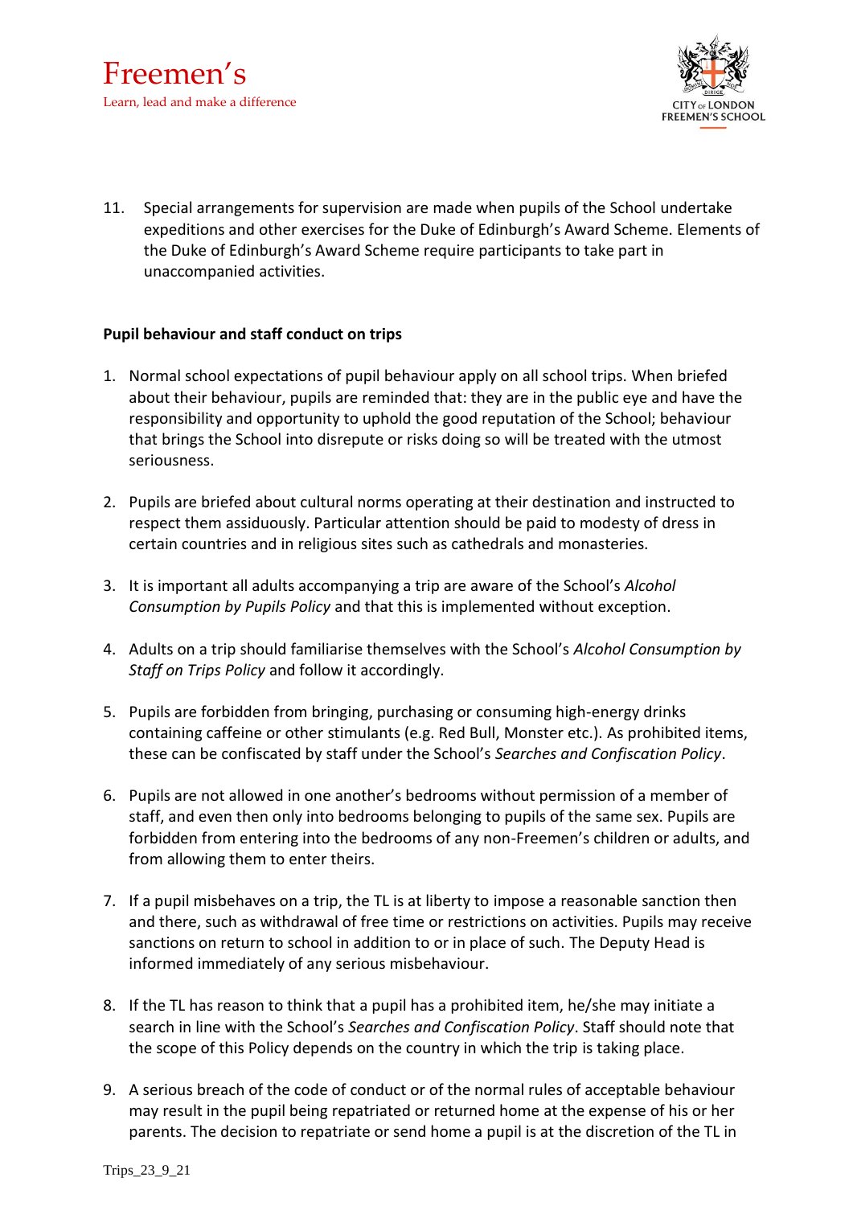11. Special arrangements for supervision are made when pupils of the School undertake expeditions and other exercises for the Duke of Edinburgh's Award Scheme. Elements of the Duke of Edinburgh's Award Scheme require participants to take part in unaccompanied activities.

**Pupil behaviour and staff conduct on trips**

1. Normal school expectations of pupil behaviour apply on all school trips. When briefed about their behaviour, pupils are reminded that: they are in the public eye and have the responsibility and opportunity to uphold the good reputation of the School; behaviour that brings the School into disrepute or risks doing so will be treated with the utmost seriousness.

2. Pupils are briefed about cultural norms operating at their destination and instructed to respect them assiduously. Particular attention should be paid to modesty of dress in certain countries and in religious sites such as cathedrals and monasteries.

3. It is important all adults accompanying a trip are aware of the School's *Alcohol Consumption by Pupils Policy* and that this is implemented without exception.

4. Adults on a trip should familiarise themselves with the School's *Alcohol Consumption by Staff on Trips Policy* and follow it accordingly.

5. Pupils are forbidden from bringing, purchasing or consuming high-energy drinks containing caffeine or other stimulants (e.g. Red Bull, Monster etc.). As prohibited items, these can be confiscated by staff under the School's *Searches and Confiscation Policy*.

6. Pupils are not allowed in one another's bedrooms without permission of a member of staff, and even then only into bedrooms belonging to pupils of the same sex. Pupils are forbidden from entering into the bedrooms of any non-Freemen's children or adults, and from allowing them to enter theirs.

7. If a pupil misbehaves on a trip, the TL is at liberty to impose a reasonable sanction then and there, such as withdrawal of free time or restrictions on activities. Pupils may receive sanctions on return to school in addition to or in place of such. The Deputy Head is informed immediately of any serious misbehaviour.

8. If the TL has reason to think that a pupil has a prohibited item, he/she may initiate a search in line with the School's *Searches and Confiscation Policy*. Staff should note that the scope of this Policy depends on the country in which the trip is taking place.

9. A serious breach of the code of conduct or of the normal rules of acceptable behaviour may result in the pupil being repatriated or returned home at the expense of his or her parents. The decision to repatriate or send home a pupil is at the discretion of the TL in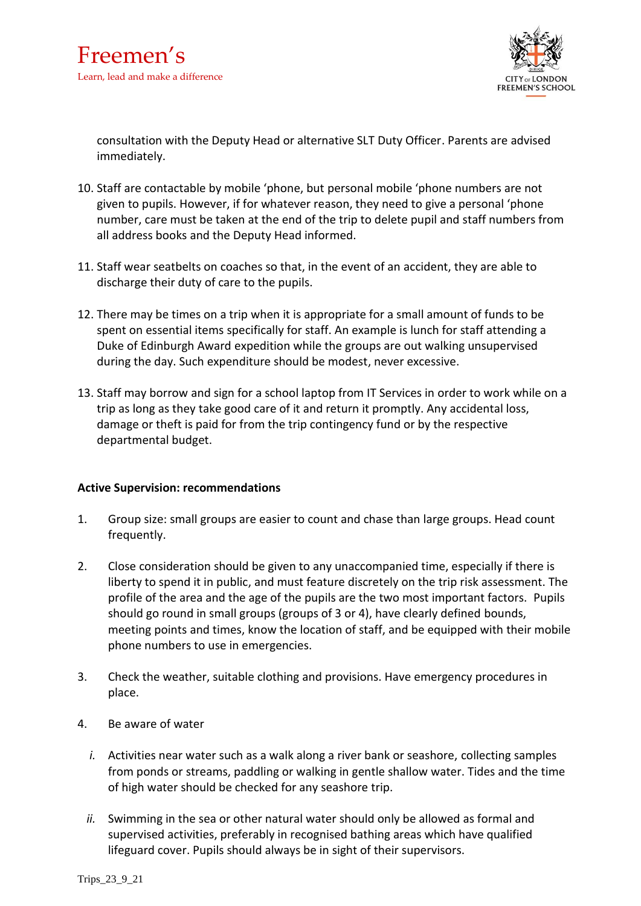consultation with the Deputy Head or alternative SLT Duty Officer. Parents are advised immediately.

10. Staff are contactable by mobile 'phone, but personal mobile 'phone numbers are not given to pupils. However, if for whatever reason, they need to give a personal 'phone number, care must be taken at the end of the trip to delete pupil and staff numbers from all address books and the Deputy Head informed.

11. Staff wear seatbelts on coaches so that, in the event of an accident, they are able to discharge their duty of care to the pupils.

12. There may be times on a trip when it is appropriate for a small amount of funds to be spent on essential items specifically for staff. An example is lunch for staff attending a Duke of Edinburgh Award expedition while the groups are out walking unsupervised during the day. Such expenditure should be modest, never excessive.

13. Staff may borrow and sign for a school laptop from IT Services in order to work while on a trip as long as they take good care of it and return it promptly. Any accidental loss, damage or theft is paid for from the trip contingency fund or by the respective departmental budget.

**Active Supervision: recommendations**

1. Group size: small groups are easier to count and chase than large groups. Head count frequently.

2. Close consideration should be given to any unaccompanied time, especially if there is liberty to spend it in public, and must feature discretely on the trip risk assessment. The profile of the area and the age of the pupils are the two most important factors. Pupils should go round in small groups (groups of 3 or 4), have clearly defined bounds, meeting points and times, know the location of staff, and be equipped with their mobile phone numbers to use in emergencies.

3. Check the weather, suitable clothing and provisions. Have emergency procedures in place.

4. Be aware of water

   *i.* Activities near water such as a walk along a river bank or seashore, collecting samples from ponds or streams, paddling or walking in gentle shallow water. Tides and the time of high water should be checked for any seashore trip.

   *ii.* Swimming in the sea or other natural water should only be allowed as formal and supervised activities, preferably in recognised bathing areas which have qualified lifeguard cover. Pupils should always be in sight of their supervisors.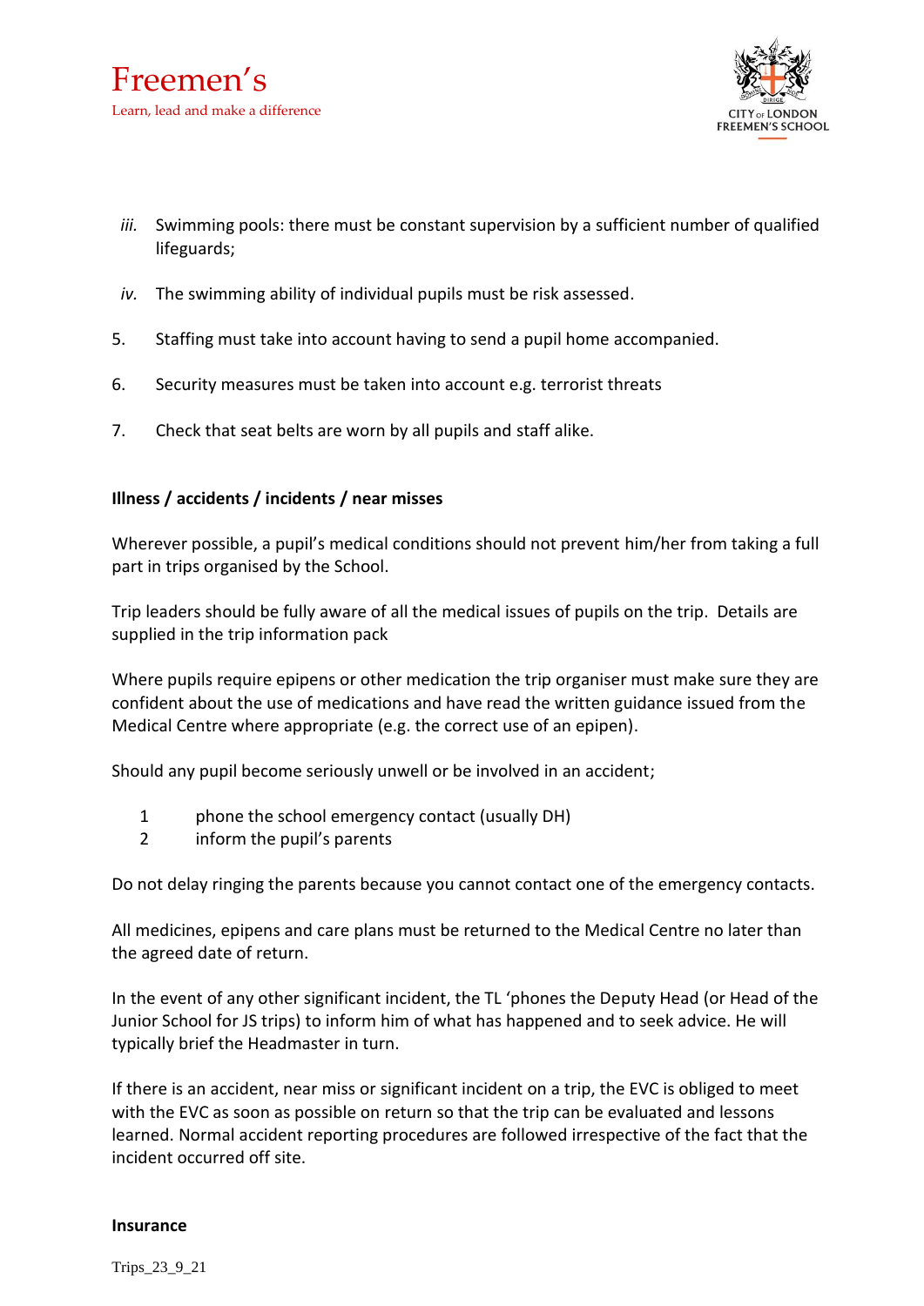iii. Swimming pools: there must be constant supervision by a sufficient number of qualified lifeguards;

iv. The swimming ability of individual pupils must be risk assessed.

5. Staffing must take into account having to send a pupil home accompanied.

6. Security measures must be taken into account e.g. terrorist threats

7. Check that seat belts are worn by all pupils and staff alike.

**Illness / accidents / incidents / near misses**

Wherever possible, a pupil's medical conditions should not prevent him/her from taking a full part in trips organised by the School.

Trip leaders should be fully aware of all the medical issues of pupils on the trip. Details are supplied in the trip information pack

Where pupils require epipens or other medication the trip organiser must make sure they are confident about the use of medications and have read the written guidance issued from the Medical Centre where appropriate (e.g. the correct use of an epipen).

Should any pupil become seriously unwell or be involved in an accident;

1 phone the school emergency contact (usually DH)
2 inform the pupil's parents

Do not delay ringing the parents because you cannot contact one of the emergency contacts.

All medicines, epipens and care plans must be returned to the Medical Centre no later than the agreed date of return.

In the event of any other significant incident, the TL 'phones the Deputy Head (or Head of the Junior School for JS trips) to inform him of what has happened and to seek advice. He will typically brief the Headmaster in turn.

If there is an accident, near miss or significant incident on a trip, the EVC is obliged to meet with the EVC as soon as possible on return so that the trip can be evaluated and lessons learned. Normal accident reporting procedures are followed irrespective of the fact that the incident occurred off site.

**Insurance**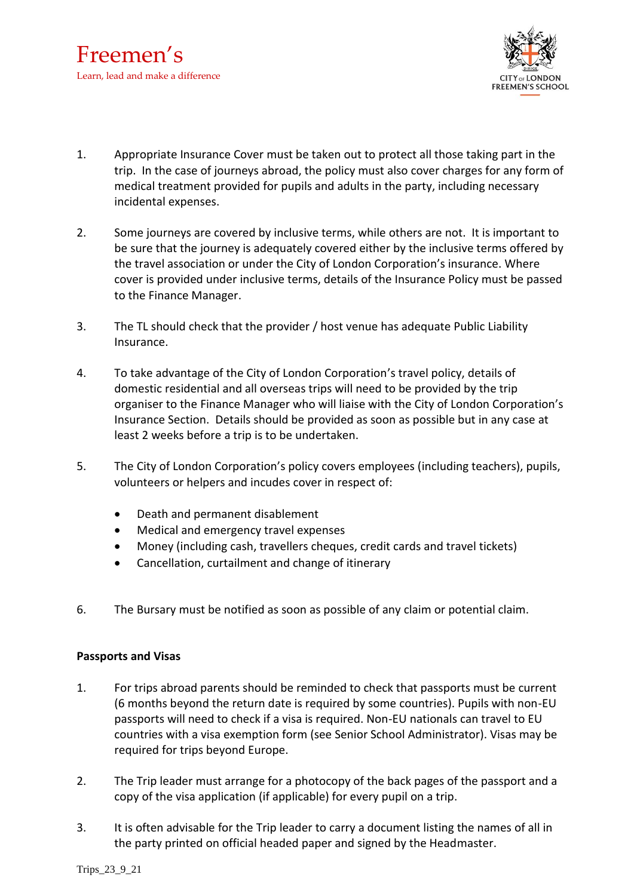1. Appropriate Insurance Cover must be taken out to protect all those taking part in the trip. In the case of journeys abroad, the policy must also cover charges for any form of medical treatment provided for pupils and adults in the party, including necessary incidental expenses.

2. Some journeys are covered by inclusive terms, while others are not. It is important to be sure that the journey is adequately covered either by the inclusive terms offered by the travel association or under the City of London Corporation's insurance. Where cover is provided under inclusive terms, details of the Insurance Policy must be passed to the Finance Manager.

3. The TL should check that the provider / host venue has adequate Public Liability Insurance.

4. To take advantage of the City of London Corporation's travel policy, details of domestic residential and all overseas trips will need to be provided by the trip organiser to the Finance Manager who will liaise with the City of London Corporation's Insurance Section. Details should be provided as soon as possible but in any case at least 2 weeks before a trip is to be undertaken.

5. The City of London Corporation's policy covers employees (including teachers), pupils, volunteers or helpers and incudes cover in respect of:

   - Death and permanent disablement
   - Medical and emergency travel expenses
   - Money (including cash, travellers cheques, credit cards and travel tickets)
   - Cancellation, curtailment and change of itinerary

6. The Bursary must be notified as soon as possible of any claim or potential claim.

**Passports and Visas**

1. For trips abroad parents should be reminded to check that passports must be current (6 months beyond the return date is required by some countries). Pupils with non-EU passports will need to check if a visa is required. Non-EU nationals can travel to EU countries with a visa exemption form (see Senior School Administrator). Visas may be required for trips beyond Europe.

2. The Trip leader must arrange for a photocopy of the back pages of the passport and a copy of the visa application (if applicable) for every pupil on a trip.

3. It is often advisable for the Trip leader to carry a document listing the names of all in the party printed on official headed paper and signed by the Headmaster.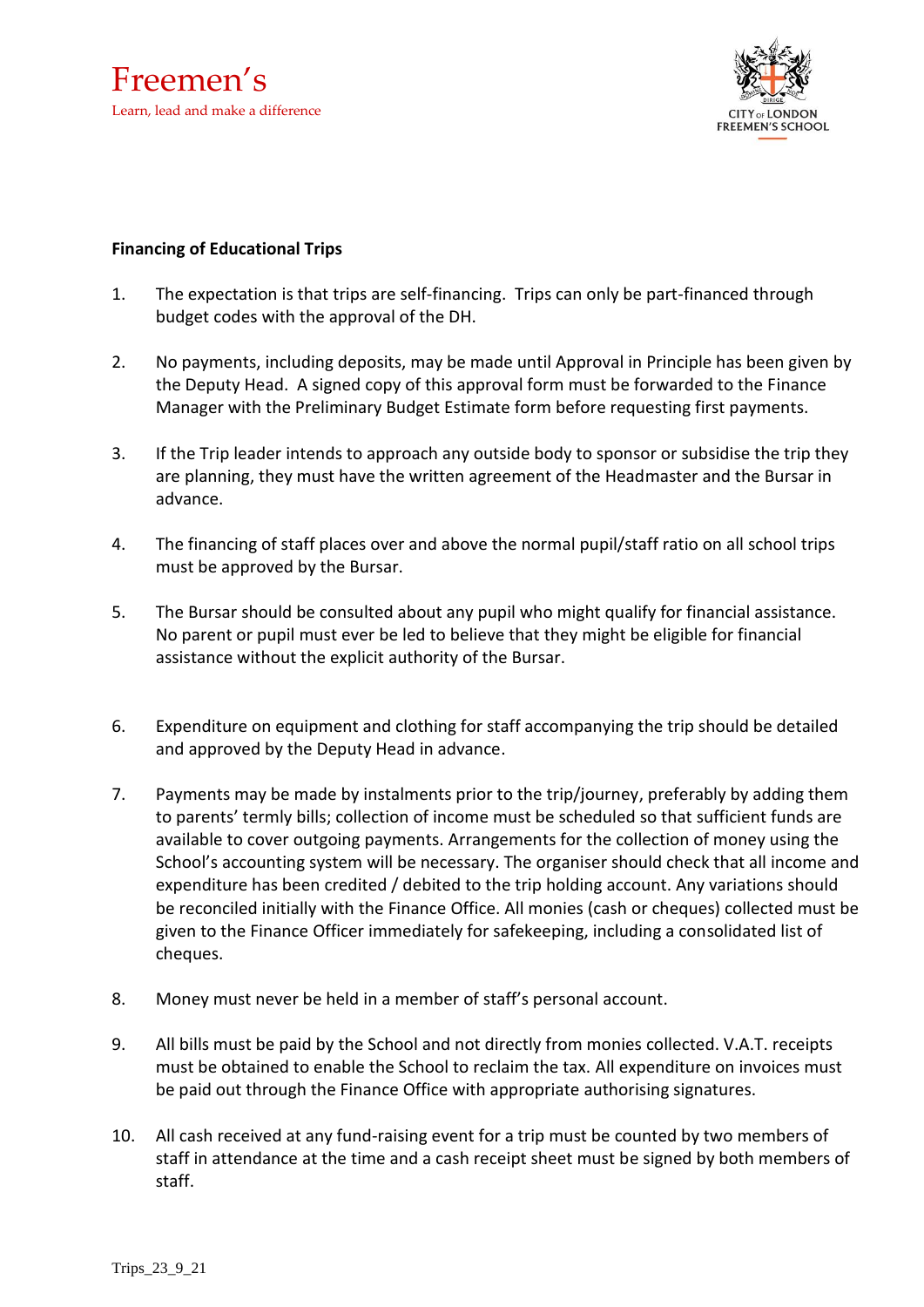**Financing of Educational Trips**

1. The expectation is that trips are self-financing. Trips can only be part-financed through budget codes with the approval of the DH.

2. No payments, including deposits, may be made until Approval in Principle has been given by the Deputy Head. A signed copy of this approval form must be forwarded to the Finance Manager with the Preliminary Budget Estimate form before requesting first payments.

3. If the Trip leader intends to approach any outside body to sponsor or subsidise the trip they are planning, they must have the written agreement of the Headmaster and the Bursar in advance.

4. The financing of staff places over and above the normal pupil/staff ratio on all school trips must be approved by the Bursar.

5. The Bursar should be consulted about any pupil who might qualify for financial assistance. No parent or pupil must ever be led to believe that they might be eligible for financial assistance without the explicit authority of the Bursar.

6. Expenditure on equipment and clothing for staff accompanying the trip should be detailed and approved by the Deputy Head in advance.

7. Payments may be made by instalments prior to the trip/journey, preferably by adding them to parents' termly bills; collection of income must be scheduled so that sufficient funds are available to cover outgoing payments. Arrangements for the collection of money using the School's accounting system will be necessary. The organiser should check that all income and expenditure has been credited / debited to the trip holding account. Any variations should be reconciled initially with the Finance Office. All monies (cash or cheques) collected must be given to the Finance Officer immediately for safekeeping, including a consolidated list of cheques.

8. Money must never be held in a member of staff's personal account.

9. All bills must be paid by the School and not directly from monies collected. V.A.T. receipts must be obtained to enable the School to reclaim the tax. All expenditure on invoices must be paid out through the Finance Office with appropriate authorising signatures.

10. All cash received at any fund-raising event for a trip must be counted by two members of staff in attendance at the time and a cash receipt sheet must be signed by both members of staff.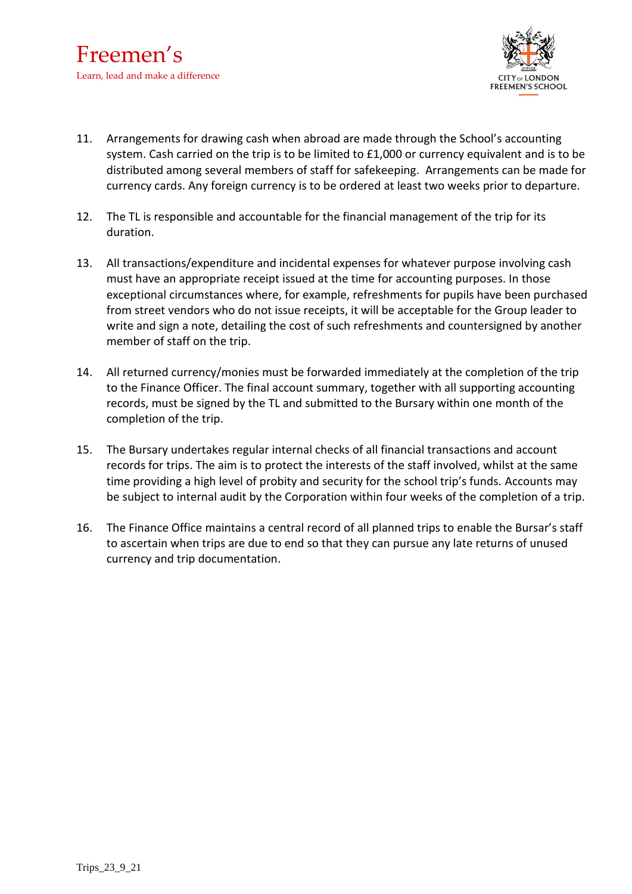11. Arrangements for drawing cash when abroad are made through the School's accounting system. Cash carried on the trip is to be limited to £1,000 or currency equivalent and is to be distributed among several members of staff for safekeeping. Arrangements can be made for currency cards. Any foreign currency is to be ordered at least two weeks prior to departure.

12. The TL is responsible and accountable for the financial management of the trip for its duration.

13. All transactions/expenditure and incidental expenses for whatever purpose involving cash must have an appropriate receipt issued at the time for accounting purposes. In those exceptional circumstances where, for example, refreshments for pupils have been purchased from street vendors who do not issue receipts, it will be acceptable for the Group leader to write and sign a note, detailing the cost of such refreshments and countersigned by another member of staff on the trip.

14. All returned currency/monies must be forwarded immediately at the completion of the trip to the Finance Officer. The final account summary, together with all supporting accounting records, must be signed by the TL and submitted to the Bursary within one month of the completion of the trip.

15. The Bursary undertakes regular internal checks of all financial transactions and account records for trips. The aim is to protect the interests of the staff involved, whilst at the same time providing a high level of probity and security for the school trip's funds. Accounts may be subject to internal audit by the Corporation within four weeks of the completion of a trip.

16. The Finance Office maintains a central record of all planned trips to enable the Bursar's staff to ascertain when trips are due to end so that they can pursue any late returns of unused currency and trip documentation.